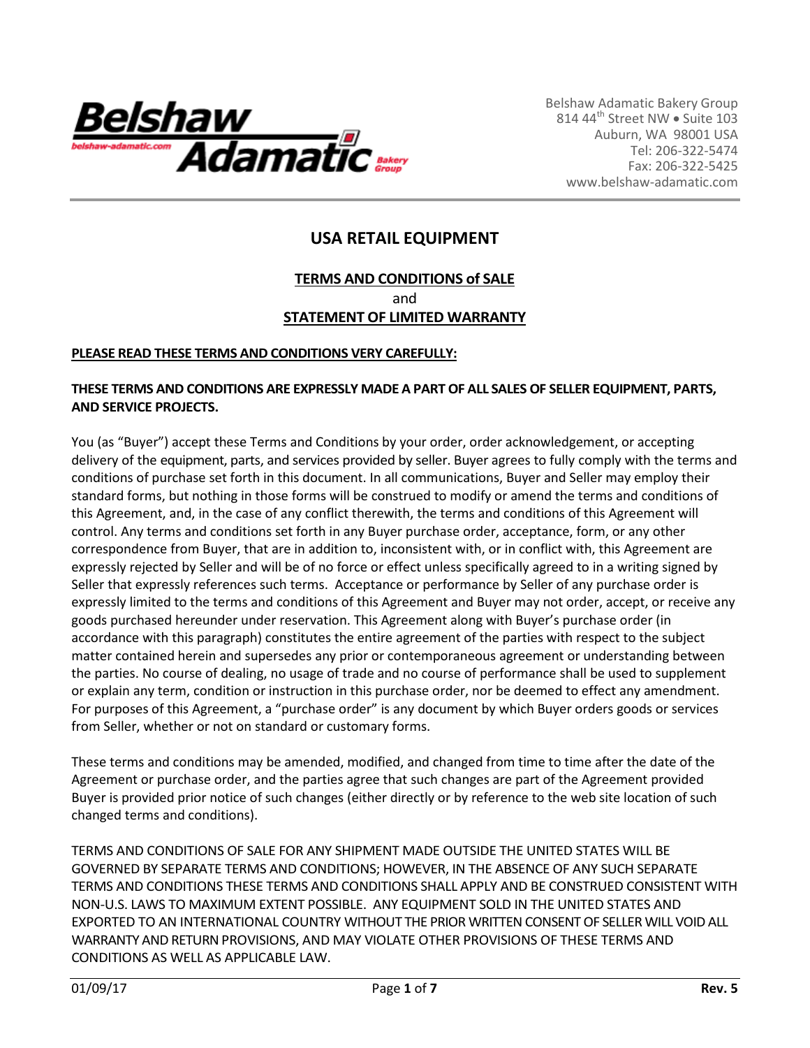Belshaw Adamatic Bakery Group
814 44th Street NW • Suite 103
Auburn, WA 98001 USA
Tel: 206-322-5474
Fax: 206-322-5425
www.belshaw-adamatic.com

# USA RETAIL EQUIPMENT

## TERMS AND CONDITIONS of SALE
and
## STATEMENT OF LIMITED WARRANTY

**PLEASE READ THESE TERMS AND CONDITIONS VERY CAREFULLY:**

**THESE TERMS AND CONDITIONS ARE EXPRESSLY MADE A PART OF ALL SALES OF SELLER EQUIPMENT, PARTS, AND SERVICE PROJECTS.**

You (as "Buyer") accept these Terms and Conditions by your order, order acknowledgement, or accepting delivery of the equipment, parts, and services provided by seller. Buyer agrees to fully comply with the terms and conditions of purchase set forth in this document. In all communications, Buyer and Seller may employ their standard forms, but nothing in those forms will be construed to modify or amend the terms and conditions of this Agreement, and, in the case of any conflict therewith, the terms and conditions of this Agreement will control. Any terms and conditions set forth in any Buyer purchase order, acceptance, form, or any other correspondence from Buyer, that are in addition to, inconsistent with, or in conflict with, this Agreement are expressly rejected by Seller and will be of no force or effect unless specifically agreed to in a writing signed by Seller that expressly references such terms. Acceptance or performance by Seller of any purchase order is expressly limited to the terms and conditions of this Agreement and Buyer may not order, accept, or receive any goods purchased hereunder under reservation. This Agreement along with Buyer's purchase order (in accordance with this paragraph) constitutes the entire agreement of the parties with respect to the subject matter contained herein and supersedes any prior or contemporaneous agreement or understanding between the parties. No course of dealing, no usage of trade and no course of performance shall be used to supplement or explain any term, condition or instruction in this purchase order, nor be deemed to effect any amendment. For purposes of this Agreement, a "purchase order" is any document by which Buyer orders goods or services from Seller, whether or not on standard or customary forms.

These terms and conditions may be amended, modified, and changed from time to time after the date of the Agreement or purchase order, and the parties agree that such changes are part of the Agreement provided Buyer is provided prior notice of such changes (either directly or by reference to the web site location of such changed terms and conditions).

TERMS AND CONDITIONS OF SALE FOR ANY SHIPMENT MADE OUTSIDE THE UNITED STATES WILL BE GOVERNED BY SEPARATE TERMS AND CONDITIONS; HOWEVER, IN THE ABSENCE OF ANY SUCH SEPARATE TERMS AND CONDITIONS THESE TERMS AND CONDITIONS SHALL APPLY AND BE CONSTRUED CONSISTENT WITH NON-U.S. LAWS TO MAXIMUM EXTENT POSSIBLE. ANY EQUIPMENT SOLD IN THE UNITED STATES AND EXPORTED TO AN INTERNATIONAL COUNTRY WITHOUT THE PRIOR WRITTEN CONSENT OF SELLER WILL VOID ALL WARRANTY AND RETURN PROVISIONS, AND MAY VIOLATE OTHER PROVISIONS OF THESE TERMS AND CONDITIONS AS WELL AS APPLICABLE LAW.

01/09/17 **Rev. 5**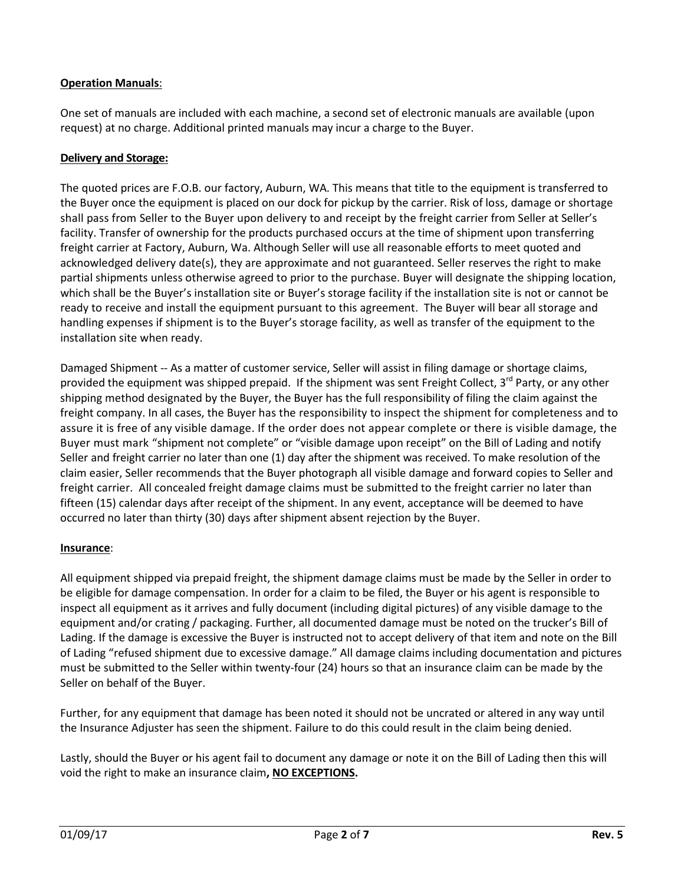**Operation Manuals**:

One set of manuals are included with each machine, a second set of electronic manuals are available (upon request) at no charge. Additional printed manuals may incur a charge to the Buyer.

**Delivery and Storage:**

The quoted prices are F.O.B. our factory, Auburn, WA. This means that title to the equipment is transferred to the Buyer once the equipment is placed on our dock for pickup by the carrier. Risk of loss, damage or shortage shall pass from Seller to the Buyer upon delivery to and receipt by the freight carrier from Seller at Seller's facility. Transfer of ownership for the products purchased occurs at the time of shipment upon transferring freight carrier at Factory, Auburn, Wa. Although Seller will use all reasonable efforts to meet quoted and acknowledged delivery date(s), they are approximate and not guaranteed. Seller reserves the right to make partial shipments unless otherwise agreed to prior to the purchase. Buyer will designate the shipping location, which shall be the Buyer's installation site or Buyer's storage facility if the installation site is not or cannot be ready to receive and install the equipment pursuant to this agreement. The Buyer will bear all storage and handling expenses if shipment is to the Buyer's storage facility, as well as transfer of the equipment to the installation site when ready.

Damaged Shipment -- As a matter of customer service, Seller will assist in filing damage or shortage claims, provided the equipment was shipped prepaid. If the shipment was sent Freight Collect, 3rd Party, or any other shipping method designated by the Buyer, the Buyer has the full responsibility of filing the claim against the freight company. In all cases, the Buyer has the responsibility to inspect the shipment for completeness and to assure it is free of any visible damage. If the order does not appear complete or there is visible damage, the Buyer must mark "shipment not complete" or "visible damage upon receipt" on the Bill of Lading and notify Seller and freight carrier no later than one (1) day after the shipment was received. To make resolution of the claim easier, Seller recommends that the Buyer photograph all visible damage and forward copies to Seller and freight carrier. All concealed freight damage claims must be submitted to the freight carrier no later than fifteen (15) calendar days after receipt of the shipment. In any event, acceptance will be deemed to have occurred no later than thirty (30) days after shipment absent rejection by the Buyer.

**Insurance**:

All equipment shipped via prepaid freight, the shipment damage claims must be made by the Seller in order to be eligible for damage compensation. In order for a claim to be filed, the Buyer or his agent is responsible to inspect all equipment as it arrives and fully document (including digital pictures) of any visible damage to the equipment and/or crating / packaging. Further, all documented damage must be noted on the trucker's Bill of Lading. If the damage is excessive the Buyer is instructed not to accept delivery of that item and note on the Bill of Lading "refused shipment due to excessive damage." All damage claims including documentation and pictures must be submitted to the Seller within twenty-four (24) hours so that an insurance claim can be made by the Seller on behalf of the Buyer.

Further, for any equipment that damage has been noted it should not be uncrated or altered in any way until the Insurance Adjuster has seen the shipment. Failure to do this could result in the claim being denied.

Lastly, should the Buyer or his agent fail to document any damage or note it on the Bill of Lading then this will void the right to make an insurance claim**, NO EXCEPTIONS.**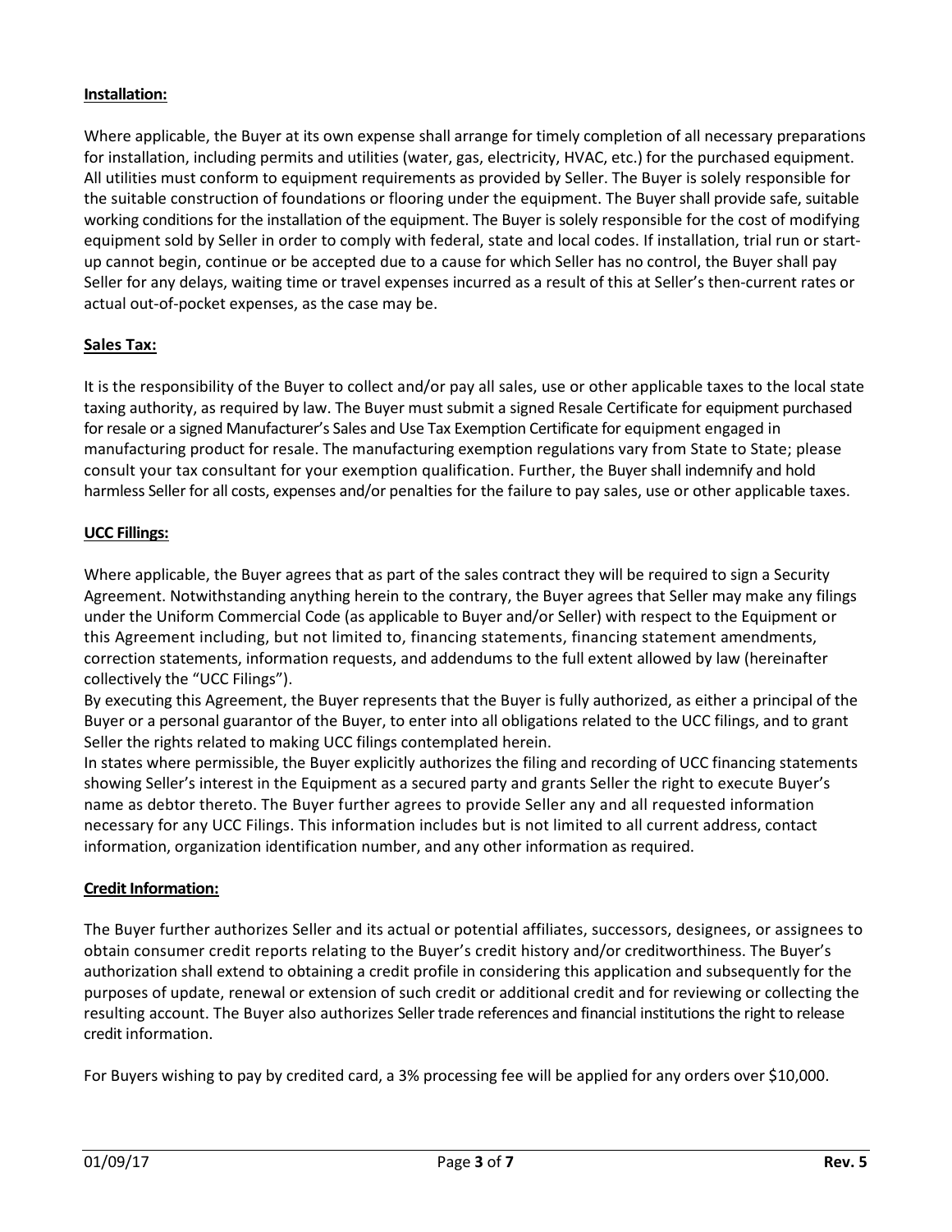**Installation:**

Where applicable, the Buyer at its own expense shall arrange for timely completion of all necessary preparations for installation, including permits and utilities (water, gas, electricity, HVAC, etc.) for the purchased equipment. All utilities must conform to equipment requirements as provided by Seller. The Buyer is solely responsible for the suitable construction of foundations or flooring under the equipment. The Buyer shall provide safe, suitable working conditions for the installation of the equipment. The Buyer is solely responsible for the cost of modifying equipment sold by Seller in order to comply with federal, state and local codes. If installation, trial run or start-up cannot begin, continue or be accepted due to a cause for which Seller has no control, the Buyer shall pay Seller for any delays, waiting time or travel expenses incurred as a result of this at Seller's then-current rates or actual out-of-pocket expenses, as the case may be.

**Sales Tax:**

It is the responsibility of the Buyer to collect and/or pay all sales, use or other applicable taxes to the local state taxing authority, as required by law. The Buyer must submit a signed Resale Certificate for equipment purchased for resale or a signed Manufacturer's Sales and Use Tax Exemption Certificate for equipment engaged in manufacturing product for resale. The manufacturing exemption regulations vary from State to State; please consult your tax consultant for your exemption qualification. Further, the Buyer shall indemnify and hold harmless Seller for all costs, expenses and/or penalties for the failure to pay sales, use or other applicable taxes.

**UCC Fillings:**

Where applicable, the Buyer agrees that as part of the sales contract they will be required to sign a Security Agreement. Notwithstanding anything herein to the contrary, the Buyer agrees that Seller may make any filings under the Uniform Commercial Code (as applicable to Buyer and/or Seller) with respect to the Equipment or this Agreement including, but not limited to, financing statements, financing statement amendments, correction statements, information requests, and addendums to the full extent allowed by law (hereinafter collectively the "UCC Filings").

By executing this Agreement, the Buyer represents that the Buyer is fully authorized, as either a principal of the Buyer or a personal guarantor of the Buyer, to enter into all obligations related to the UCC filings, and to grant Seller the rights related to making UCC filings contemplated herein.

In states where permissible, the Buyer explicitly authorizes the filing and recording of UCC financing statements showing Seller's interest in the Equipment as a secured party and grants Seller the right to execute Buyer's name as debtor thereto. The Buyer further agrees to provide Seller any and all requested information necessary for any UCC Filings. This information includes but is not limited to all current address, contact information, organization identification number, and any other information as required.

**Credit Information:**

The Buyer further authorizes Seller and its actual or potential affiliates, successors, designees, or assignees to obtain consumer credit reports relating to the Buyer's credit history and/or creditworthiness. The Buyer's authorization shall extend to obtaining a credit profile in considering this application and subsequently for the purposes of update, renewal or extension of such credit or additional credit and for reviewing or collecting the resulting account. The Buyer also authorizes Seller trade references and financial institutions the right to release credit information.

For Buyers wishing to pay by credited card, a 3% processing fee will be applied for any orders over $10,000.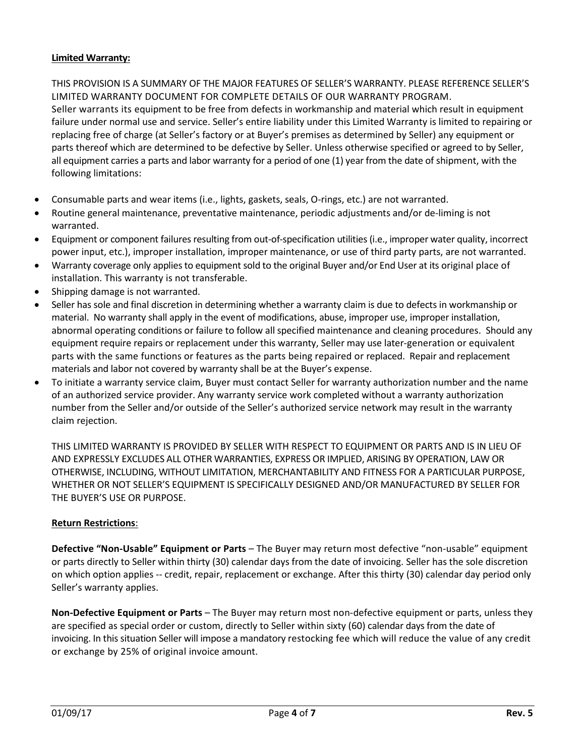**Limited Warranty:**

THIS PROVISION IS A SUMMARY OF THE MAJOR FEATURES OF SELLER'S WARRANTY. PLEASE REFERENCE SELLER'S LIMITED WARRANTY DOCUMENT FOR COMPLETE DETAILS OF OUR WARRANTY PROGRAM.
Seller warrants its equipment to be free from defects in workmanship and material which result in equipment failure under normal use and service. Seller's entire liability under this Limited Warranty is limited to repairing or replacing free of charge (at Seller's factory or at Buyer's premises as determined by Seller) any equipment or parts thereof which are determined to be defective by Seller. Unless otherwise specified or agreed to by Seller, all equipment carries a parts and labor warranty for a period of one (1) year from the date of shipment, with the following limitations:

- Consumable parts and wear items (i.e., lights, gaskets, seals, O-rings, etc.) are not warranted.
- Routine general maintenance, preventative maintenance, periodic adjustments and/or de-liming is not warranted.
- Equipment or component failures resulting from out-of-specification utilities (i.e., improper water quality, incorrect power input, etc.), improper installation, improper maintenance, or use of third party parts, are not warranted.
- Warranty coverage only applies to equipment sold to the original Buyer and/or End User at its original place of installation. This warranty is not transferable.
- Shipping damage is not warranted.
- Seller has sole and final discretion in determining whether a warranty claim is due to defects in workmanship or material. No warranty shall apply in the event of modifications, abuse, improper use, improper installation, abnormal operating conditions or failure to follow all specified maintenance and cleaning procedures. Should any equipment require repairs or replacement under this warranty, Seller may use later-generation or equivalent parts with the same functions or features as the parts being repaired or replaced. Repair and replacement materials and labor not covered by warranty shall be at the Buyer's expense.
- To initiate a warranty service claim, Buyer must contact Seller for warranty authorization number and the name of an authorized service provider. Any warranty service work completed without a warranty authorization number from the Seller and/or outside of the Seller's authorized service network may result in the warranty claim rejection.

THIS LIMITED WARRANTY IS PROVIDED BY SELLER WITH RESPECT TO EQUIPMENT OR PARTS AND IS IN LIEU OF AND EXPRESSLY EXCLUDES ALL OTHER WARRANTIES, EXPRESS OR IMPLIED, ARISING BY OPERATION, LAW OR OTHERWISE, INCLUDING, WITHOUT LIMITATION, MERCHANTABILITY AND FITNESS FOR A PARTICULAR PURPOSE, WHETHER OR NOT SELLER'S EQUIPMENT IS SPECIFICALLY DESIGNED AND/OR MANUFACTURED BY SELLER FOR THE BUYER'S USE OR PURPOSE.

**Return Restrictions**:

**Defective "Non-Usable" Equipment or Parts** – The Buyer may return most defective "non-usable" equipment or parts directly to Seller within thirty (30) calendar days from the date of invoicing. Seller has the sole discretion on which option applies -- credit, repair, replacement or exchange. After this thirty (30) calendar day period only Seller's warranty applies.

**Non-Defective Equipment or Parts** – The Buyer may return most non-defective equipment or parts, unless they are specified as special order or custom, directly to Seller within sixty (60) calendar days from the date of invoicing. In this situation Seller will impose a mandatory restocking fee which will reduce the value of any credit or exchange by 25% of original invoice amount.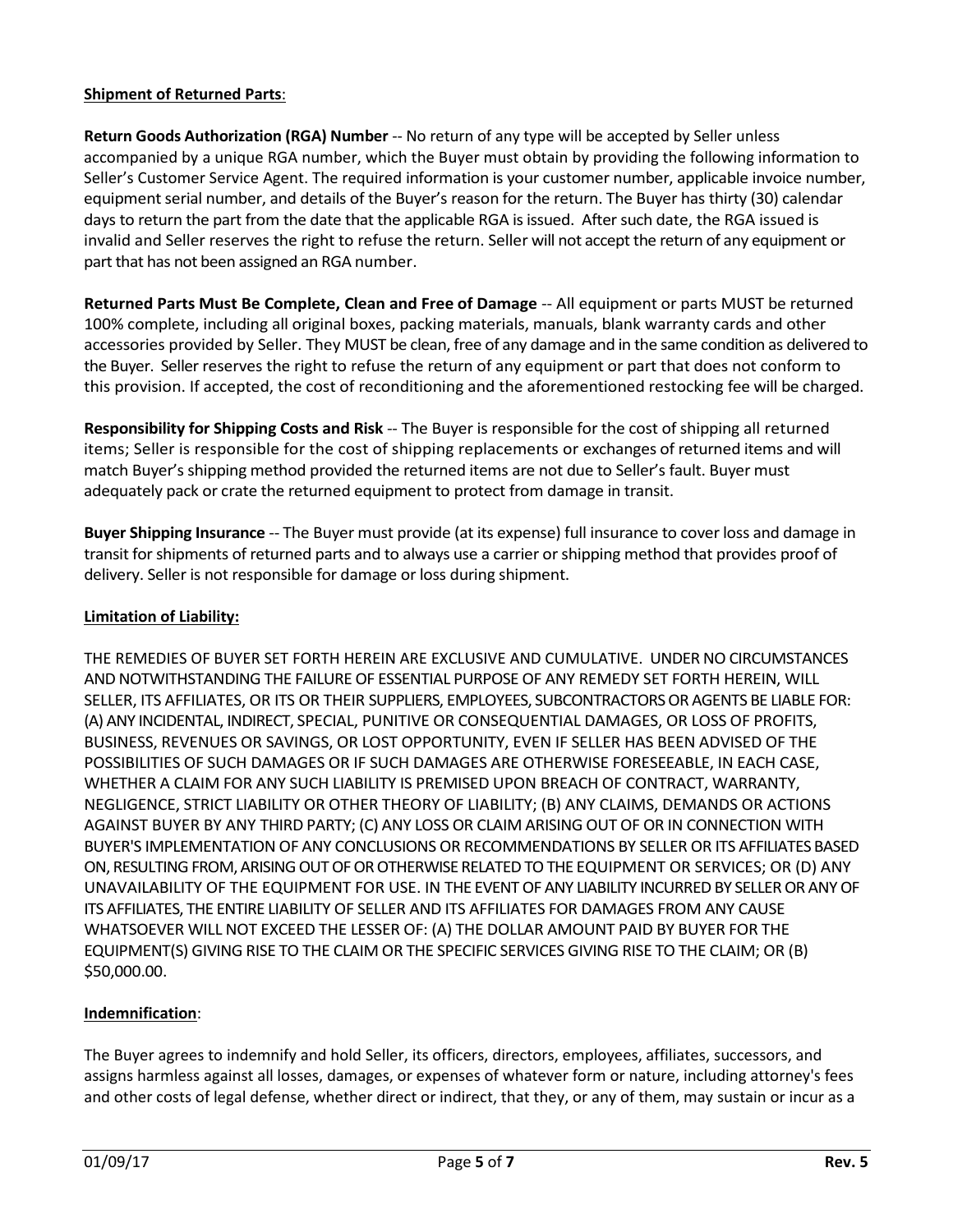**Shipment of Returned Parts**:

**Return Goods Authorization (RGA) Number** -- No return of any type will be accepted by Seller unless accompanied by a unique RGA number, which the Buyer must obtain by providing the following information to Seller's Customer Service Agent. The required information is your customer number, applicable invoice number, equipment serial number, and details of the Buyer's reason for the return. The Buyer has thirty (30) calendar days to return the part from the date that the applicable RGA is issued. After such date, the RGA issued is invalid and Seller reserves the right to refuse the return. Seller will not accept the return of any equipment or part that has not been assigned an RGA number.

**Returned Parts Must Be Complete, Clean and Free of Damage** -- All equipment or parts MUST be returned 100% complete, including all original boxes, packing materials, manuals, blank warranty cards and other accessories provided by Seller. They MUST be clean, free of any damage and in the same condition as delivered to the Buyer. Seller reserves the right to refuse the return of any equipment or part that does not conform to this provision. If accepted, the cost of reconditioning and the aforementioned restocking fee will be charged.

**Responsibility for Shipping Costs and Risk** -- The Buyer is responsible for the cost of shipping all returned items; Seller is responsible for the cost of shipping replacements or exchanges of returned items and will match Buyer's shipping method provided the returned items are not due to Seller's fault. Buyer must adequately pack or crate the returned equipment to protect from damage in transit.

**Buyer Shipping Insurance** -- The Buyer must provide (at its expense) full insurance to cover loss and damage in transit for shipments of returned parts and to always use a carrier or shipping method that provides proof of delivery. Seller is not responsible for damage or loss during shipment.

**Limitation of Liability:**

THE REMEDIES OF BUYER SET FORTH HEREIN ARE EXCLUSIVE AND CUMULATIVE. UNDER NO CIRCUMSTANCES AND NOTWITHSTANDING THE FAILURE OF ESSENTIAL PURPOSE OF ANY REMEDY SET FORTH HEREIN, WILL SELLER, ITS AFFILIATES, OR ITS OR THEIR SUPPLIERS, EMPLOYEES, SUBCONTRACTORS OR AGENTS BE LIABLE FOR: (A) ANY INCIDENTAL, INDIRECT, SPECIAL, PUNITIVE OR CONSEQUENTIAL DAMAGES, OR LOSS OF PROFITS, BUSINESS, REVENUES OR SAVINGS, OR LOST OPPORTUNITY, EVEN IF SELLER HAS BEEN ADVISED OF THE POSSIBILITIES OF SUCH DAMAGES OR IF SUCH DAMAGES ARE OTHERWISE FORESEEABLE, IN EACH CASE, WHETHER A CLAIM FOR ANY SUCH LIABILITY IS PREMISED UPON BREACH OF CONTRACT, WARRANTY, NEGLIGENCE, STRICT LIABILITY OR OTHER THEORY OF LIABILITY; (B) ANY CLAIMS, DEMANDS OR ACTIONS AGAINST BUYER BY ANY THIRD PARTY; (C) ANY LOSS OR CLAIM ARISING OUT OF OR IN CONNECTION WITH BUYER'S IMPLEMENTATION OF ANY CONCLUSIONS OR RECOMMENDATIONS BY SELLER OR ITS AFFILIATES BASED ON, RESULTING FROM, ARISING OUT OF OR OTHERWISE RELATED TO THE EQUIPMENT OR SERVICES; OR (D) ANY UNAVAILABILITY OF THE EQUIPMENT FOR USE. IN THE EVENT OF ANY LIABILITY INCURRED BY SELLER OR ANY OF ITS AFFILIATES, THE ENTIRE LIABILITY OF SELLER AND ITS AFFILIATES FOR DAMAGES FROM ANY CAUSE WHATSOEVER WILL NOT EXCEED THE LESSER OF: (A) THE DOLLAR AMOUNT PAID BY BUYER FOR THE EQUIPMENT(S) GIVING RISE TO THE CLAIM OR THE SPECIFIC SERVICES GIVING RISE TO THE CLAIM; OR (B) $50,000.00.

**Indemnification**:

The Buyer agrees to indemnify and hold Seller, its officers, directors, employees, affiliates, successors, and assigns harmless against all losses, damages, or expenses of whatever form or nature, including attorney's fees and other costs of legal defense, whether direct or indirect, that they, or any of them, may sustain or incur as a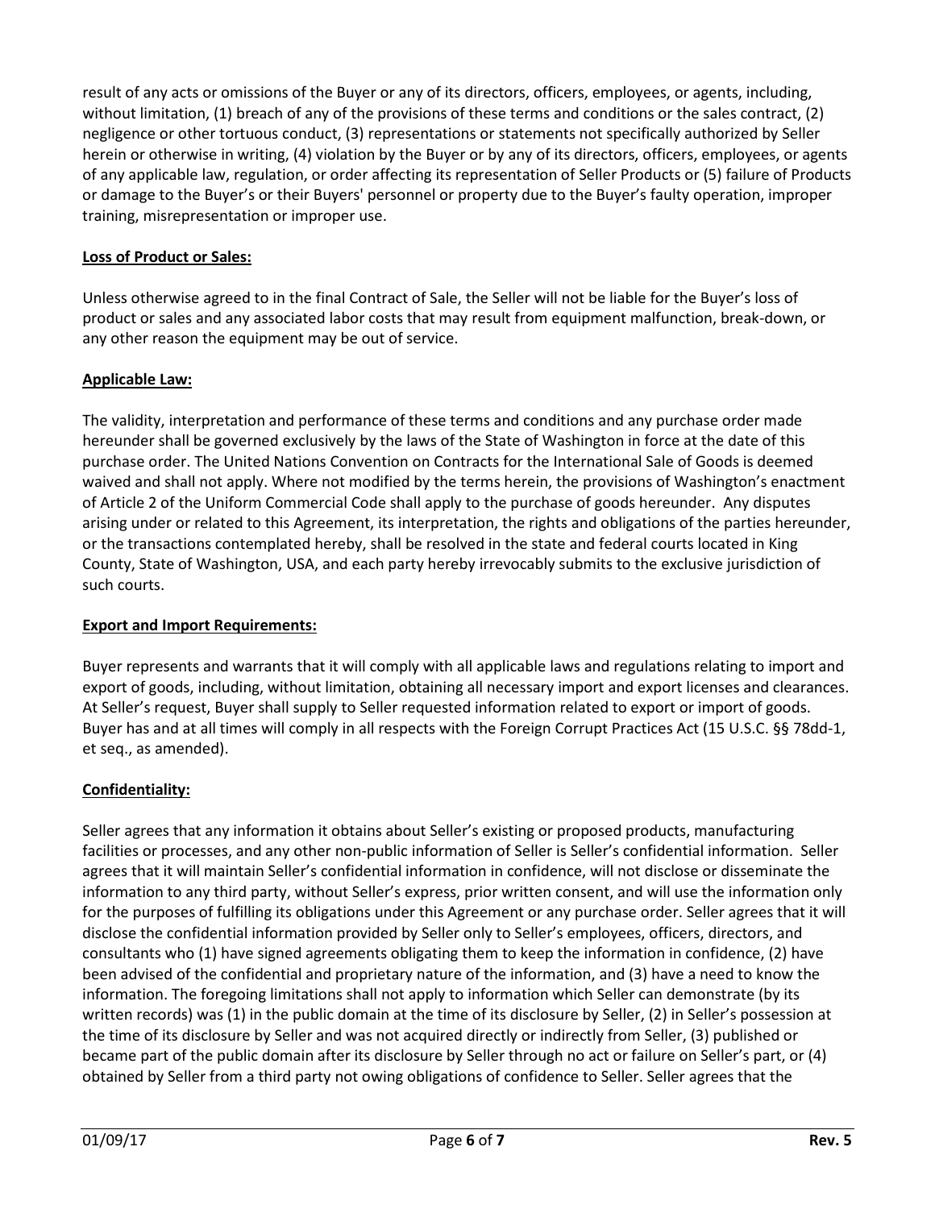result of any acts or omissions of the Buyer or any of its directors, officers, employees, or agents, including, without limitation, (1) breach of any of the provisions of these terms and conditions or the sales contract, (2) negligence or other tortuous conduct, (3) representations or statements not specifically authorized by Seller herein or otherwise in writing, (4) violation by the Buyer or by any of its directors, officers, employees, or agents of any applicable law, regulation, or order affecting its representation of Seller Products or (5) failure of Products or damage to the Buyer's or their Buyers' personnel or property due to the Buyer's faulty operation, improper training, misrepresentation or improper use.

**Loss of Product or Sales:**

Unless otherwise agreed to in the final Contract of Sale, the Seller will not be liable for the Buyer's loss of product or sales and any associated labor costs that may result from equipment malfunction, break-down, or any other reason the equipment may be out of service.

**Applicable Law:**

The validity, interpretation and performance of these terms and conditions and any purchase order made hereunder shall be governed exclusively by the laws of the State of Washington in force at the date of this purchase order. The United Nations Convention on Contracts for the International Sale of Goods is deemed waived and shall not apply. Where not modified by the terms herein, the provisions of Washington's enactment of Article 2 of the Uniform Commercial Code shall apply to the purchase of goods hereunder. Any disputes arising under or related to this Agreement, its interpretation, the rights and obligations of the parties hereunder, or the transactions contemplated hereby, shall be resolved in the state and federal courts located in King County, State of Washington, USA, and each party hereby irrevocably submits to the exclusive jurisdiction of such courts.

**Export and Import Requirements:**

Buyer represents and warrants that it will comply with all applicable laws and regulations relating to import and export of goods, including, without limitation, obtaining all necessary import and export licenses and clearances. At Seller's request, Buyer shall supply to Seller requested information related to export or import of goods. Buyer has and at all times will comply in all respects with the Foreign Corrupt Practices Act (15 U.S.C. §§ 78dd-1, et seq., as amended).

**Confidentiality:**

Seller agrees that any information it obtains about Seller's existing or proposed products, manufacturing facilities or processes, and any other non-public information of Seller is Seller's confidential information. Seller agrees that it will maintain Seller's confidential information in confidence, will not disclose or disseminate the information to any third party, without Seller's express, prior written consent, and will use the information only for the purposes of fulfilling its obligations under this Agreement or any purchase order. Seller agrees that it will disclose the confidential information provided by Seller only to Seller's employees, officers, directors, and consultants who (1) have signed agreements obligating them to keep the information in confidence, (2) have been advised of the confidential and proprietary nature of the information, and (3) have a need to know the information. The foregoing limitations shall not apply to information which Seller can demonstrate (by its written records) was (1) in the public domain at the time of its disclosure by Seller, (2) in Seller's possession at the time of its disclosure by Seller and was not acquired directly or indirectly from Seller, (3) published or became part of the public domain after its disclosure by Seller through no act or failure on Seller's part, or (4) obtained by Seller from a third party not owing obligations of confidence to Seller. Seller agrees that the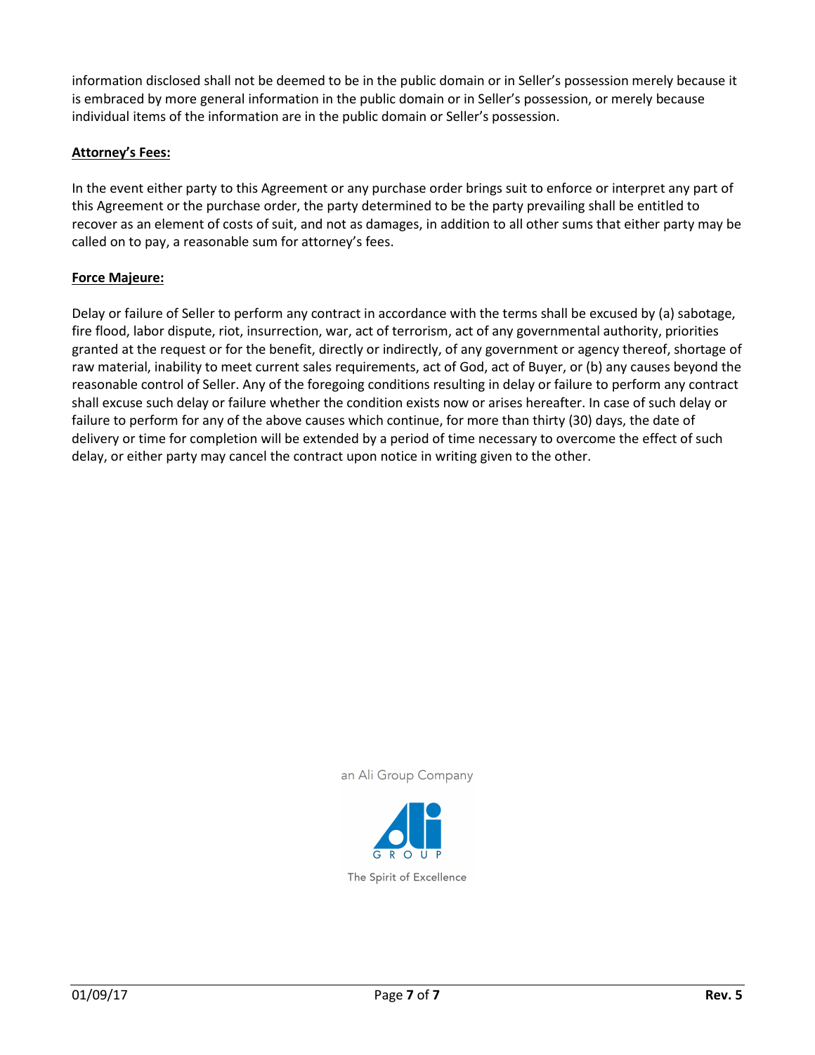information disclosed shall not be deemed to be in the public domain or in Seller's possession merely because it is embraced by more general information in the public domain or in Seller's possession, or merely because individual items of the information are in the public domain or Seller's possession.

**Attorney's Fees:**

In the event either party to this Agreement or any purchase order brings suit to enforce or interpret any part of this Agreement or the purchase order, the party determined to be the party prevailing shall be entitled to recover as an element of costs of suit, and not as damages, in addition to all other sums that either party may be called on to pay, a reasonable sum for attorney's fees.

**Force Majeure:**

Delay or failure of Seller to perform any contract in accordance with the terms shall be excused by (a) sabotage, fire flood, labor dispute, riot, insurrection, war, act of terrorism, act of any governmental authority, priorities granted at the request or for the benefit, directly or indirectly, of any government or agency thereof, shortage of raw material, inability to meet current sales requirements, act of God, act of Buyer, or (b) any causes beyond the reasonable control of Seller. Any of the foregoing conditions resulting in delay or failure to perform any contract shall excuse such delay or failure whether the condition exists now or arises hereafter. In case of such delay or failure to perform for any of the above causes which continue, for more than thirty (30) days, the date of delivery or time for completion will be extended by a period of time necessary to overcome the effect of such delay, or either party may cancel the contract upon notice in writing given to the other.

an Ali Group Company

GROUP

The Spirit of Excellence